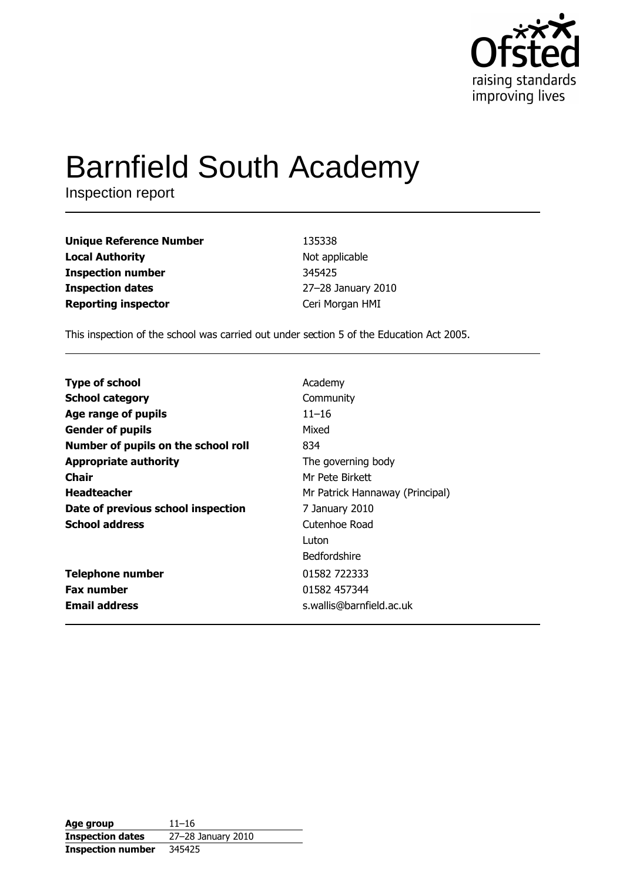# Barnfield South Academy

Inspection report

| | |
|---|---|
| **Unique Reference Number** | 135338 |
| **Local Authority** | Not applicable |
| **Inspection number** | 345425 |
| **Inspection dates** | 27–28 January 2010 |
| **Reporting inspector** | Ceri Morgan HMI |

This inspection of the school was carried out under section 5 of the Education Act 2005.

| | |
|---|---|
| **Type of school** | Academy |
| **School category** | Community |
| **Age range of pupils** | 11–16 |
| **Gender of pupils** | Mixed |
| **Number of pupils on the school roll** | 834 |
| **Appropriate authority** | The governing body |
| **Chair** | Mr Pete Birkett |
| **Headteacher** | Mr Patrick Hannaway (Principal) |
| **Date of previous school inspection** | 7 January 2010 |
| **School address** | Cutenhoe Road<br>Luton<br>Bedfordshire |
| **Telephone number** | 01582 722333 |
| **Fax number** | 01582 457344 |
| **Email address** | s.wallis@barnfield.ac.uk |

| | |
|---|---|
| **Age group** | 11–16 |
| **Inspection dates** | 27–28 January 2010 |
| **Inspection number** | 345425 |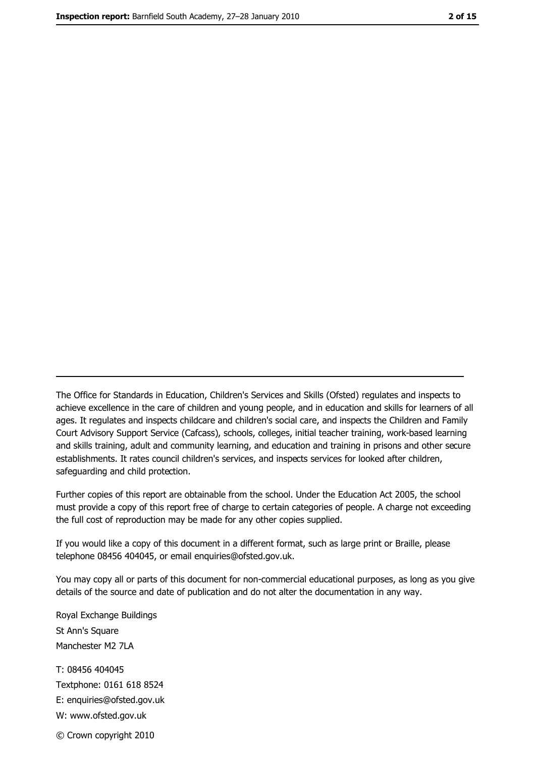---

The Office for Standards in Education, Children's Services and Skills (Ofsted) regulates and inspects to achieve excellence in the care of children and young people, and in education and skills for learners of all ages. It regulates and inspects childcare and children's social care, and inspects the Children and Family Court Advisory Support Service (Cafcass), schools, colleges, initial teacher training, work-based learning and skills training, adult and community learning, and education and training in prisons and other secure establishments. It rates council children's services, and inspects services for looked after children, safeguarding and child protection.

Further copies of this report are obtainable from the school. Under the Education Act 2005, the school must provide a copy of this report free of charge to certain categories of people. A charge not exceeding the full cost of reproduction may be made for any other copies supplied.

If you would like a copy of this document in a different format, such as large print or Braille, please telephone 08456 404045, or email enquiries@ofsted.gov.uk.

You may copy all or parts of this document for non-commercial educational purposes, as long as you give details of the source and date of publication and do not alter the documentation in any way.

Royal Exchange Buildings
St Ann's Square
Manchester M2 7LA

T: 08456 404045
Textphone: 0161 618 8524
E: enquiries@ofsted.gov.uk
W: www.ofsted.gov.uk

© Crown copyright 2010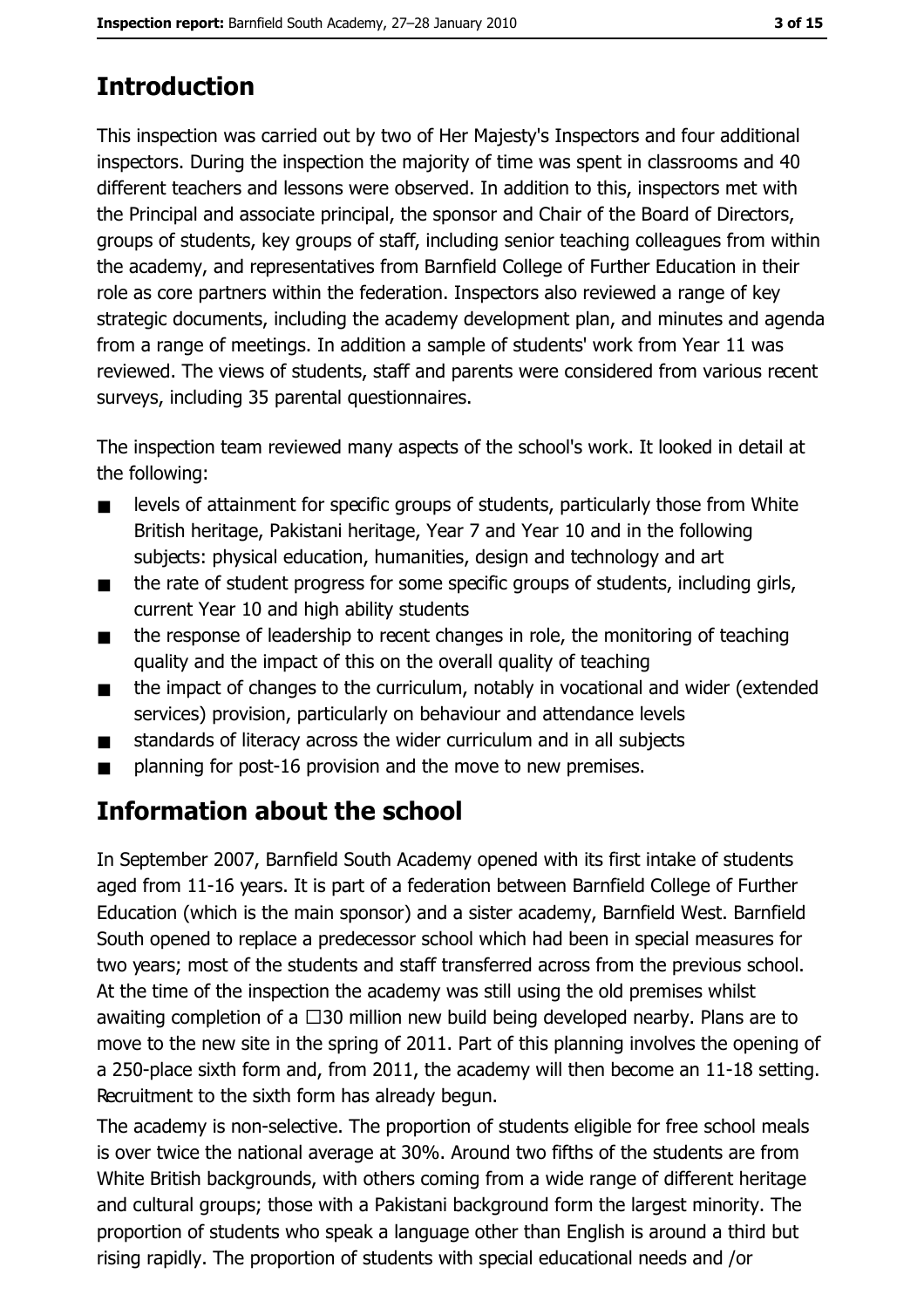## Introduction

This inspection was carried out by two of Her Majesty's Inspectors and four additional inspectors. During the inspection the majority of time was spent in classrooms and 40 different teachers and lessons were observed. In addition to this, inspectors met with the Principal and associate principal, the sponsor and Chair of the Board of Directors, groups of students, key groups of staff, including senior teaching colleagues from within the academy, and representatives from Barnfield College of Further Education in their role as core partners within the federation. Inspectors also reviewed a range of key strategic documents, including the academy development plan, and minutes and agenda from a range of meetings. In addition a sample of students' work from Year 11 was reviewed. The views of students, staff and parents were considered from various recent surveys, including 35 parental questionnaires.

The inspection team reviewed many aspects of the school's work. It looked in detail at the following:

- levels of attainment for specific groups of students, particularly those from White British heritage, Pakistani heritage, Year 7 and Year 10 and in the following subjects: physical education, humanities, design and technology and art
- the rate of student progress for some specific groups of students, including girls, current Year 10 and high ability students
- the response of leadership to recent changes in role, the monitoring of teaching quality and the impact of this on the overall quality of teaching
- the impact of changes to the curriculum, notably in vocational and wider (extended services) provision, particularly on behaviour and attendance levels
- standards of literacy across the wider curriculum and in all subjects
- planning for post-16 provision and the move to new premises.

## Information about the school

In September 2007, Barnfield South Academy opened with its first intake of students aged from 11-16 years. It is part of a federation between Barnfield College of Further Education (which is the main sponsor) and a sister academy, Barnfield West. Barnfield South opened to replace a predecessor school which had been in special measures for two years; most of the students and staff transferred across from the previous school. At the time of the inspection the academy was still using the old premises whilst awaiting completion of a □30 million new build being developed nearby. Plans are to move to the new site in the spring of 2011. Part of this planning involves the opening of a 250-place sixth form and, from 2011, the academy will then become an 11-18 setting. Recruitment to the sixth form has already begun.

The academy is non-selective. The proportion of students eligible for free school meals is over twice the national average at 30%. Around two fifths of the students are from White British backgrounds, with others coming from a wide range of different heritage and cultural groups; those with a Pakistani background form the largest minority. The proportion of students who speak a language other than English is around a third but rising rapidly. The proportion of students with special educational needs and /or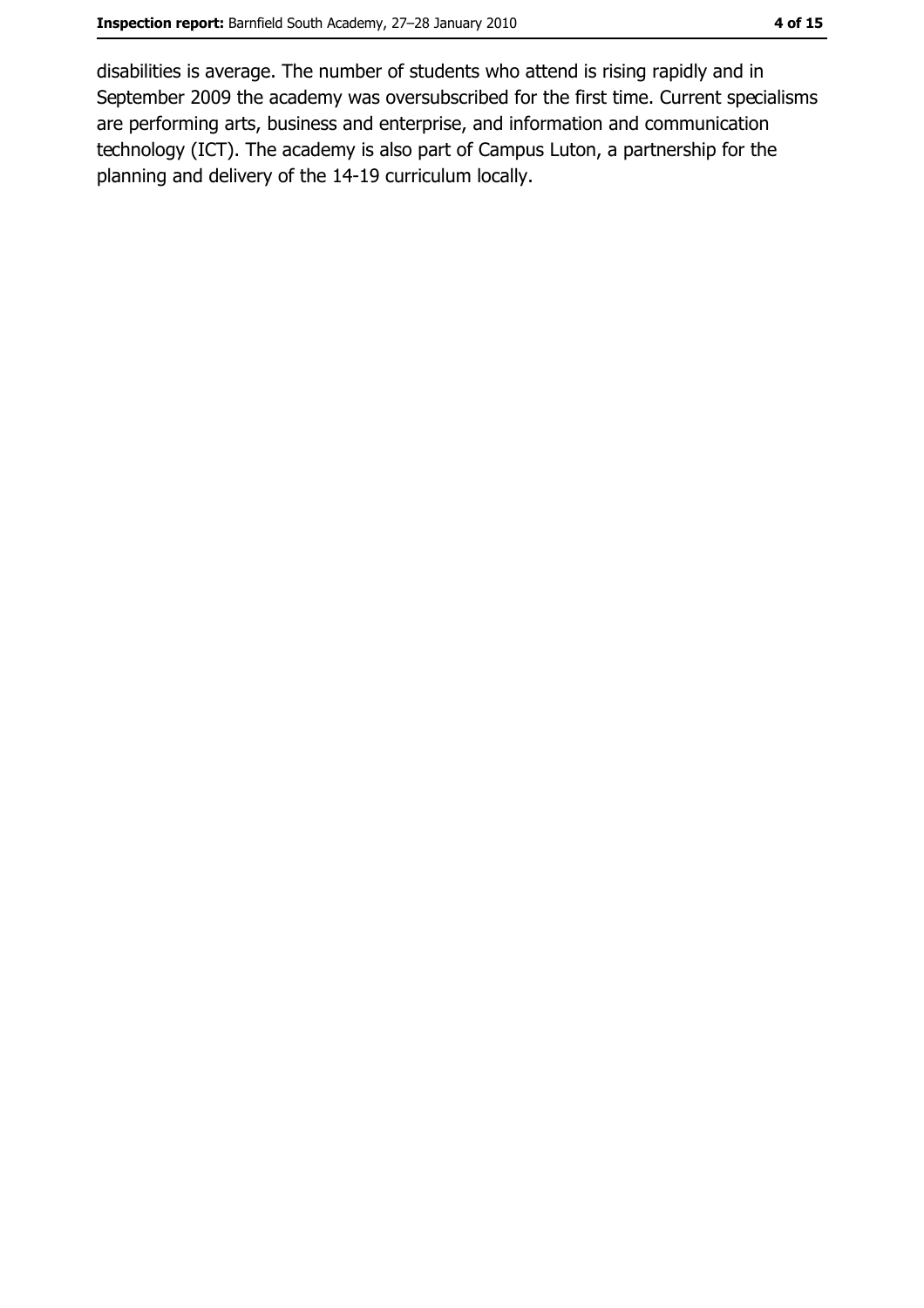disabilities is average. The number of students who attend is rising rapidly and in September 2009 the academy was oversubscribed for the first time. Current specialisms are performing arts, business and enterprise, and information and communication technology (ICT). The academy is also part of Campus Luton, a partnership for the planning and delivery of the 14-19 curriculum locally.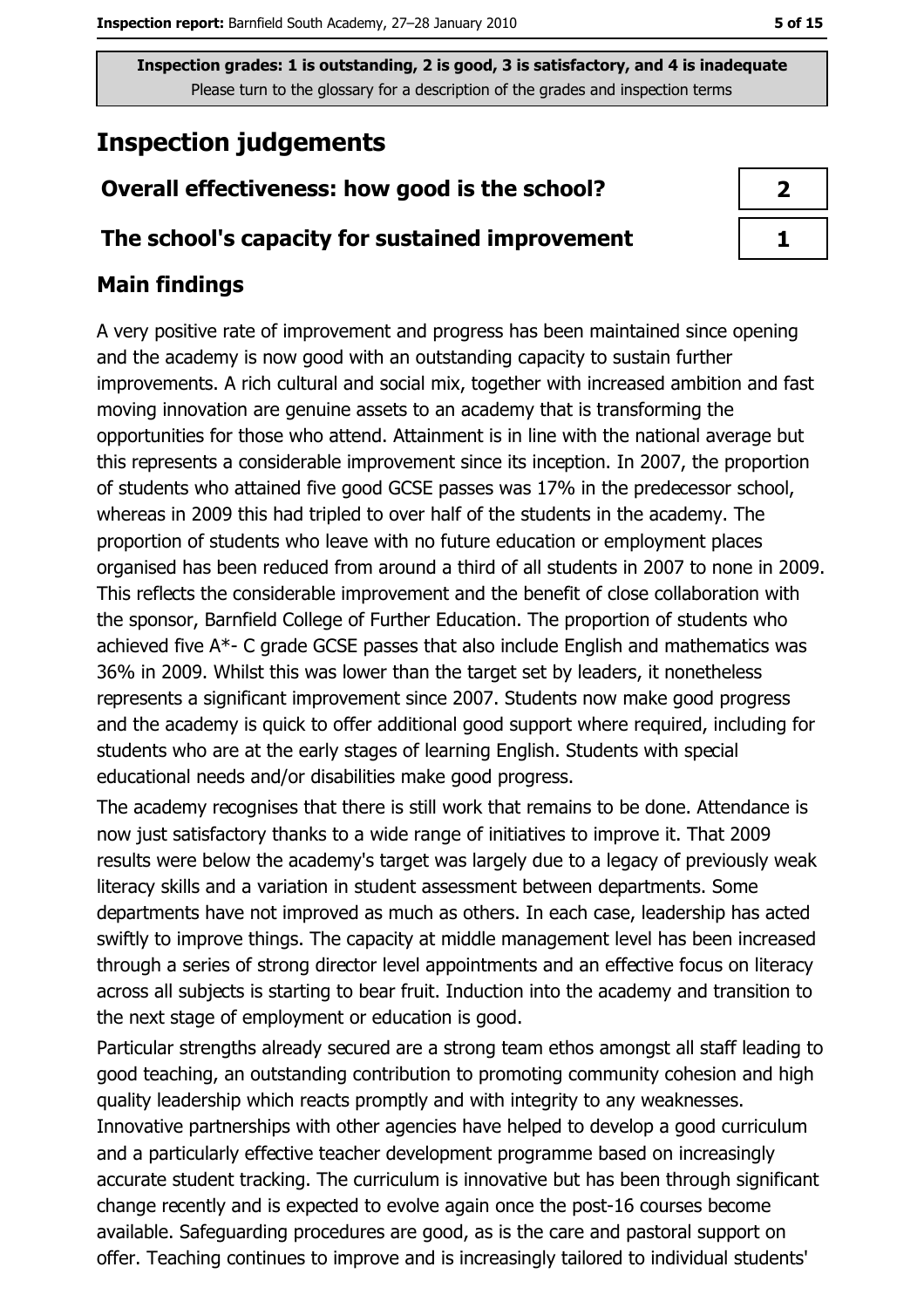Inspection grades: 1 is outstanding, 2 is good, 3 is satisfactory, and 4 is inadequate
Please turn to the glossary for a description of the grades and inspection terms

# Inspection judgements

| Overall effectiveness: how good is the school? | 2 |
|---|---|
| The school's capacity for sustained improvement | 1 |

## Main findings

A very positive rate of improvement and progress has been maintained since opening and the academy is now good with an outstanding capacity to sustain further improvements. A rich cultural and social mix, together with increased ambition and fast moving innovation are genuine assets to an academy that is transforming the opportunities for those who attend. Attainment is in line with the national average but this represents a considerable improvement since its inception. In 2007, the proportion of students who attained five good GCSE passes was 17% in the predecessor school, whereas in 2009 this had tripled to over half of the students in the academy. The proportion of students who leave with no future education or employment places organised has been reduced from around a third of all students in 2007 to none in 2009. This reflects the considerable improvement and the benefit of close collaboration with the sponsor, Barnfield College of Further Education. The proportion of students who achieved five A*- C grade GCSE passes that also include English and mathematics was 36% in 2009. Whilst this was lower than the target set by leaders, it nonetheless represents a significant improvement since 2007. Students now make good progress and the academy is quick to offer additional good support where required, including for students who are at the early stages of learning English. Students with special educational needs and/or disabilities make good progress.

The academy recognises that there is still work that remains to be done. Attendance is now just satisfactory thanks to a wide range of initiatives to improve it. That 2009 results were below the academy's target was largely due to a legacy of previously weak literacy skills and a variation in student assessment between departments. Some departments have not improved as much as others. In each case, leadership has acted swiftly to improve things. The capacity at middle management level has been increased through a series of strong director level appointments and an effective focus on literacy across all subjects is starting to bear fruit. Induction into the academy and transition to the next stage of employment or education is good.

Particular strengths already secured are a strong team ethos amongst all staff leading to good teaching, an outstanding contribution to promoting community cohesion and high quality leadership which reacts promptly and with integrity to any weaknesses. Innovative partnerships with other agencies have helped to develop a good curriculum and a particularly effective teacher development programme based on increasingly accurate student tracking. The curriculum is innovative but has been through significant change recently and is expected to evolve again once the post-16 courses become available. Safeguarding procedures are good, as is the care and pastoral support on offer. Teaching continues to improve and is increasingly tailored to individual students'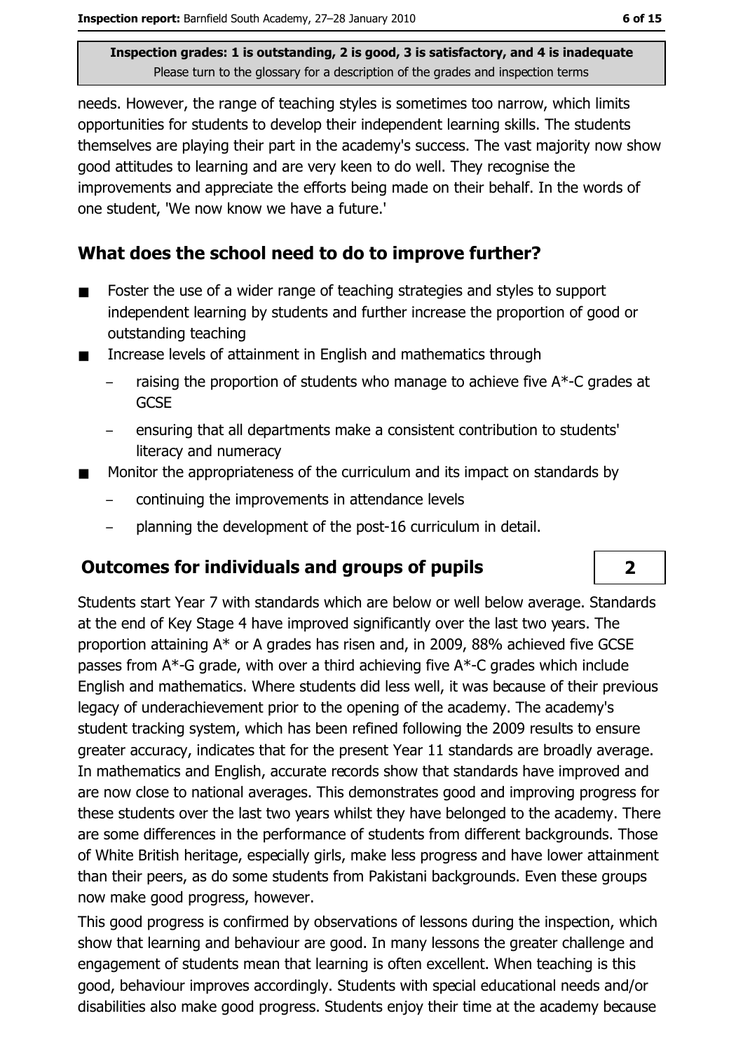Inspection grades: 1 is outstanding, 2 is good, 3 is satisfactory, and 4 is inadequate
Please turn to the glossary for a description of the grades and inspection terms

needs. However, the range of teaching styles is sometimes too narrow, which limits opportunities for students to develop their independent learning skills. The students themselves are playing their part in the academy's success. The vast majority now show good attitudes to learning and are very keen to do well. They recognise the improvements and appreciate the efforts being made on their behalf. In the words of one student, 'We now know we have a future.'

## What does the school need to do to improve further?

- Foster the use of a wider range of teaching strategies and styles to support independent learning by students and further increase the proportion of good or outstanding teaching
- Increase levels of attainment in English and mathematics through
  - raising the proportion of students who manage to achieve five A*-C grades at GCSE
  - ensuring that all departments make a consistent contribution to students' literacy and numeracy
- Monitor the appropriateness of the curriculum and its impact on standards by
  - continuing the improvements in attendance levels
  - planning the development of the post-16 curriculum in detail.

## Outcomes for individuals and groups of pupils — 2

Students start Year 7 with standards which are below or well below average. Standards at the end of Key Stage 4 have improved significantly over the last two years. The proportion attaining A* or A grades has risen and, in 2009, 88% achieved five GCSE passes from A*-G grade, with over a third achieving five A*-C grades which include English and mathematics. Where students did less well, it was because of their previous legacy of underachievement prior to the opening of the academy. The academy's student tracking system, which has been refined following the 2009 results to ensure greater accuracy, indicates that for the present Year 11 standards are broadly average. In mathematics and English, accurate records show that standards have improved and are now close to national averages. This demonstrates good and improving progress for these students over the last two years whilst they have belonged to the academy. There are some differences in the performance of students from different backgrounds. Those of White British heritage, especially girls, make less progress and have lower attainment than their peers, as do some students from Pakistani backgrounds. Even these groups now make good progress, however.

This good progress is confirmed by observations of lessons during the inspection, which show that learning and behaviour are good. In many lessons the greater challenge and engagement of students mean that learning is often excellent. When teaching is this good, behaviour improves accordingly. Students with special educational needs and/or disabilities also make good progress. Students enjoy their time at the academy because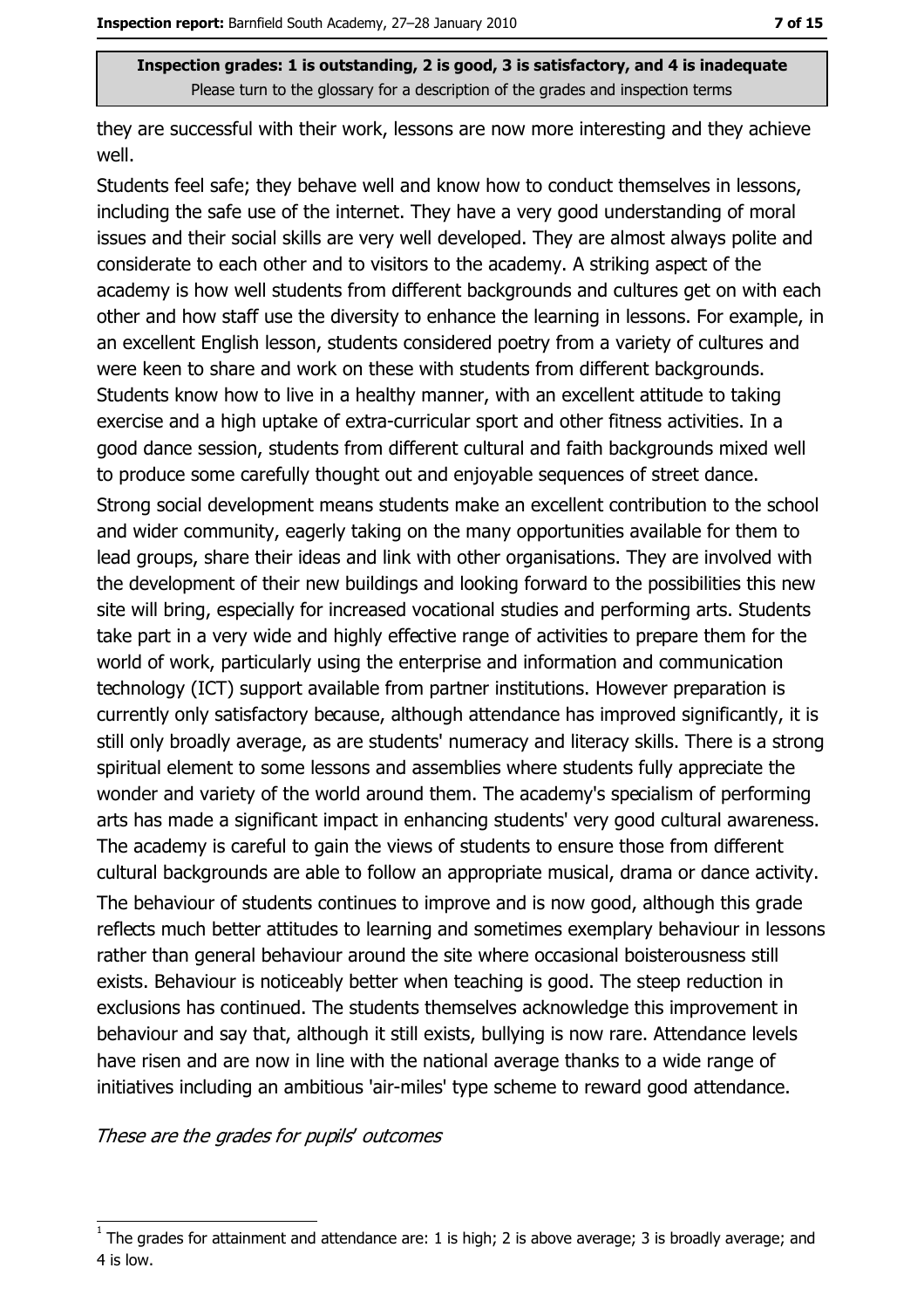**Inspection grades: 1 is outstanding, 2 is good, 3 is satisfactory, and 4 is inadequate**
Please turn to the glossary for a description of the grades and inspection terms

they are successful with their work, lessons are now more interesting and they achieve well.

Students feel safe; they behave well and know how to conduct themselves in lessons, including the safe use of the internet. They have a very good understanding of moral issues and their social skills are very well developed. They are almost always polite and considerate to each other and to visitors to the academy. A striking aspect of the academy is how well students from different backgrounds and cultures get on with each other and how staff use the diversity to enhance the learning in lessons. For example, in an excellent English lesson, students considered poetry from a variety of cultures and were keen to share and work on these with students from different backgrounds. Students know how to live in a healthy manner, with an excellent attitude to taking exercise and a high uptake of extra-curricular sport and other fitness activities. In a good dance session, students from different cultural and faith backgrounds mixed well to produce some carefully thought out and enjoyable sequences of street dance.

Strong social development means students make an excellent contribution to the school and wider community, eagerly taking on the many opportunities available for them to lead groups, share their ideas and link with other organisations. They are involved with the development of their new buildings and looking forward to the possibilities this new site will bring, especially for increased vocational studies and performing arts. Students take part in a very wide and highly effective range of activities to prepare them for the world of work, particularly using the enterprise and information and communication technology (ICT) support available from partner institutions. However preparation is currently only satisfactory because, although attendance has improved significantly, it is still only broadly average, as are students' numeracy and literacy skills. There is a strong spiritual element to some lessons and assemblies where students fully appreciate the wonder and variety of the world around them. The academy's specialism of performing arts has made a significant impact in enhancing students' very good cultural awareness. The academy is careful to gain the views of students to ensure those from different cultural backgrounds are able to follow an appropriate musical, drama or dance activity.

The behaviour of students continues to improve and is now good, although this grade reflects much better attitudes to learning and sometimes exemplary behaviour in lessons rather than general behaviour around the site where occasional boisterousness still exists. Behaviour is noticeably better when teaching is good. The steep reduction in exclusions has continued. The students themselves acknowledge this improvement in behaviour and say that, although it still exists, bullying is now rare. Attendance levels have risen and are now in line with the national average thanks to a wide range of initiatives including an ambitious 'air-miles' type scheme to reward good attendance.

*These are the grades for pupils' outcomes*

[1] The grades for attainment and attendance are: 1 is high; 2 is above average; 3 is broadly average; and 4 is low.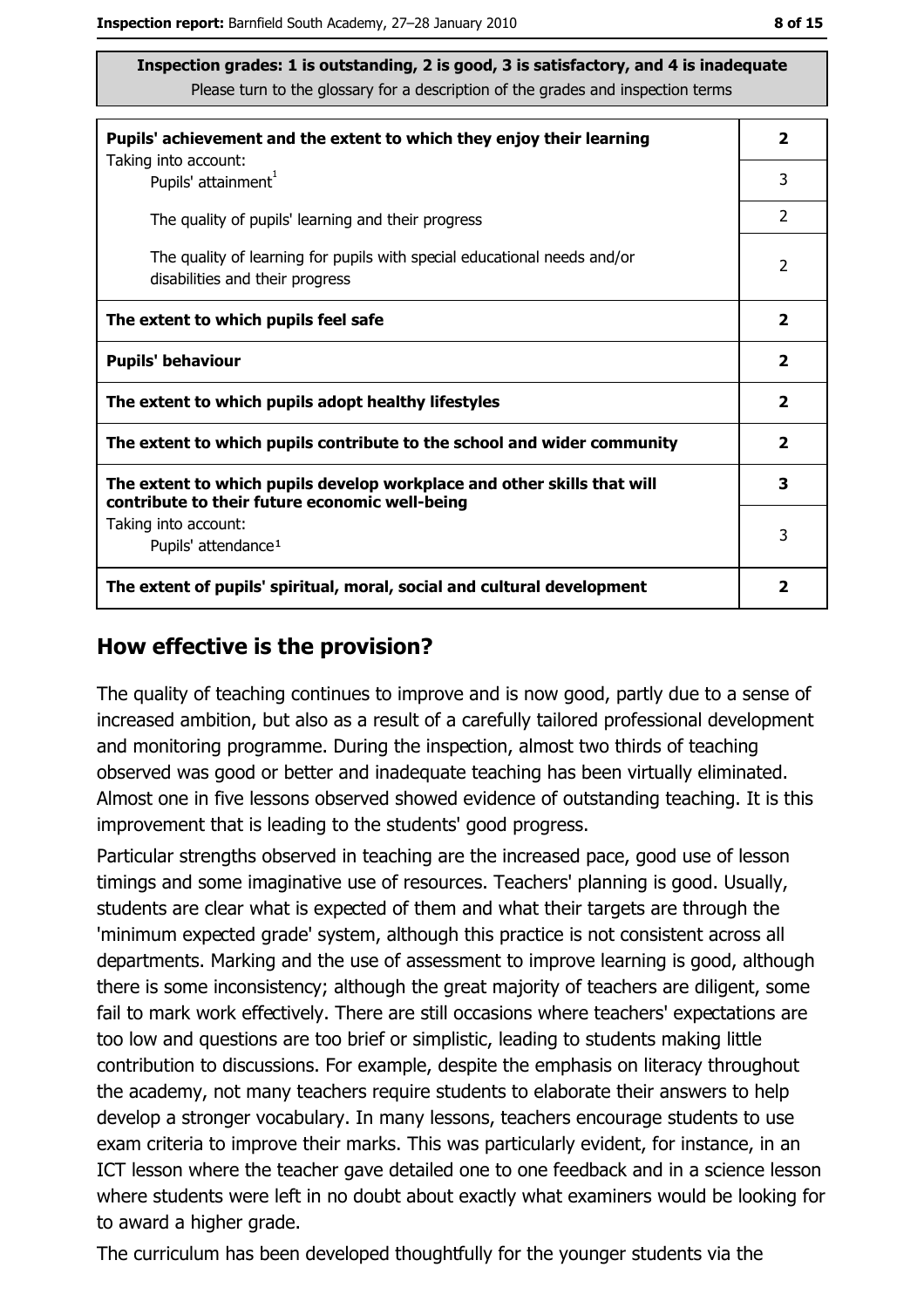**Inspection grades: 1 is outstanding, 2 is good, 3 is satisfactory, and 4 is inadequate**
Please turn to the glossary for a description of the grades and inspection terms

| | |
|---|---|
| **Pupils' achievement and the extent to which they enjoy their learning** | **2** |
| Taking into account: Pupils' attainment[1] | 3 |
| The quality of pupils' learning and their progress | 2 |
| The quality of learning for pupils with special educational needs and/or disabilities and their progress | 2 |
| **The extent to which pupils feel safe** | **2** |
| **Pupils' behaviour** | **2** |
| **The extent to which pupils adopt healthy lifestyles** | **2** |
| **The extent to which pupils contribute to the school and wider community** | **2** |
| **The extent to which pupils develop workplace and other skills that will contribute to their future economic well-being** | **3** |
| Taking into account: Pupils' attendance[1] | 3 |
| **The extent of pupils' spiritual, moral, social and cultural development** | **2** |

## How effective is the provision?

The quality of teaching continues to improve and is now good, partly due to a sense of increased ambition, but also as a result of a carefully tailored professional development and monitoring programme. During the inspection, almost two thirds of teaching observed was good or better and inadequate teaching has been virtually eliminated. Almost one in five lessons observed showed evidence of outstanding teaching. It is this improvement that is leading to the students' good progress.

Particular strengths observed in teaching are the increased pace, good use of lesson timings and some imaginative use of resources. Teachers' planning is good. Usually, students are clear what is expected of them and what their targets are through the 'minimum expected grade' system, although this practice is not consistent across all departments. Marking and the use of assessment to improve learning is good, although there is some inconsistency; although the great majority of teachers are diligent, some fail to mark work effectively. There are still occasions where teachers' expectations are too low and questions are too brief or simplistic, leading to students making little contribution to discussions. For example, despite the emphasis on literacy throughout the academy, not many teachers require students to elaborate their answers to help develop a stronger vocabulary. In many lessons, teachers encourage students to use exam criteria to improve their marks. This was particularly evident, for instance, in an ICT lesson where the teacher gave detailed one to one feedback and in a science lesson where students were left in no doubt about exactly what examiners would be looking for to award a higher grade.

The curriculum has been developed thoughtfully for the younger students via the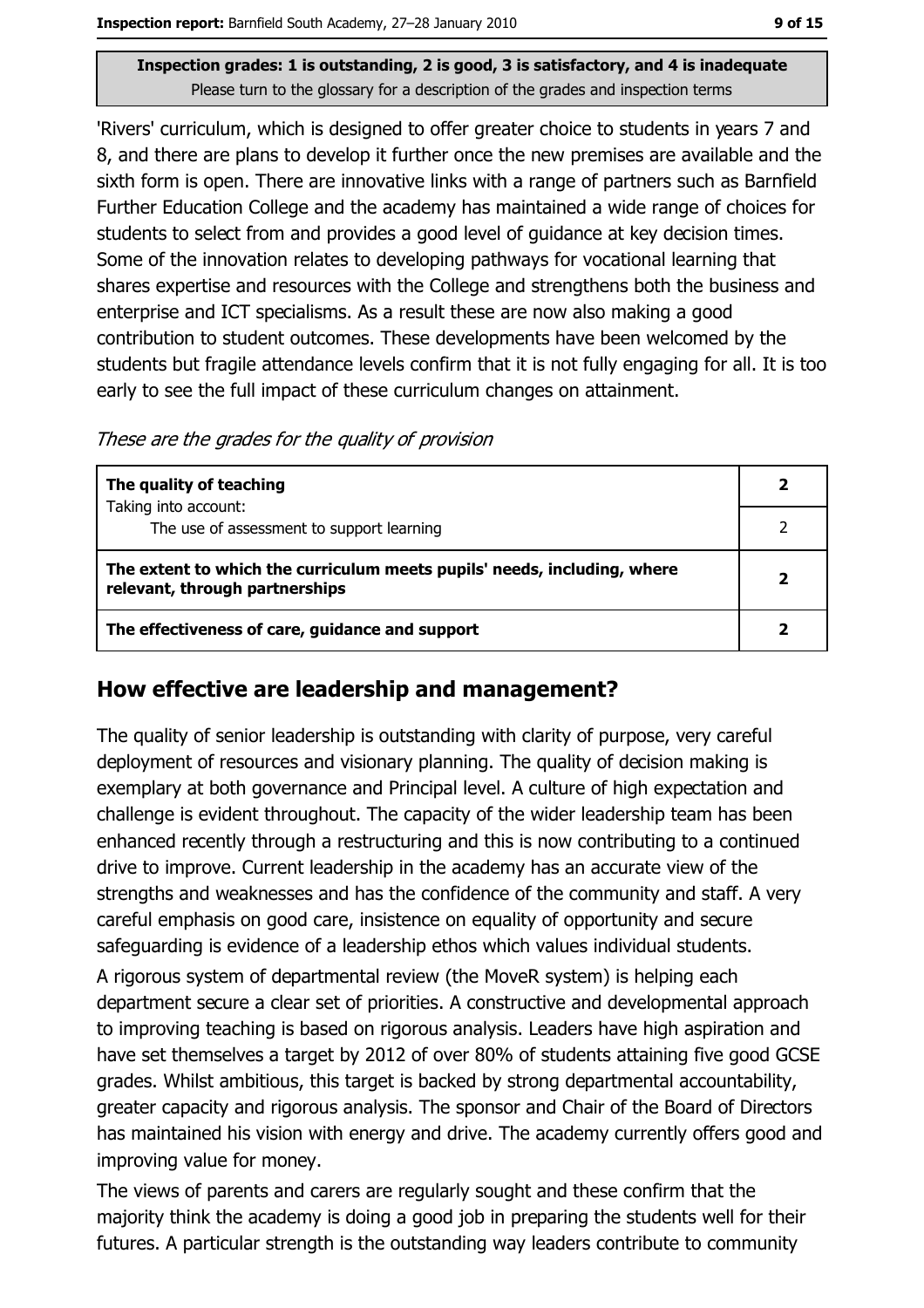**Inspection grades: 1 is outstanding, 2 is good, 3 is satisfactory, and 4 is inadequate**
Please turn to the glossary for a description of the grades and inspection terms

'Rivers' curriculum, which is designed to offer greater choice to students in years 7 and 8, and there are plans to develop it further once the new premises are available and the sixth form is open. There are innovative links with a range of partners such as Barnfield Further Education College and the academy has maintained a wide range of choices for students to select from and provides a good level of guidance at key decision times. Some of the innovation relates to developing pathways for vocational learning that shares expertise and resources with the College and strengthens both the business and enterprise and ICT specialisms. As a result these are now also making a good contribution to student outcomes. These developments have been welcomed by the students but fragile attendance levels confirm that it is not fully engaging for all. It is too early to see the full impact of these curriculum changes on attainment.

*These are the grades for the quality of provision*

| | |
|---|---|
| **The quality of teaching** | **2** |
| Taking into account: The use of assessment to support learning | 2 |
| **The extent to which the curriculum meets pupils' needs, including, where relevant, through partnerships** | **2** |
| **The effectiveness of care, guidance and support** | **2** |

## How effective are leadership and management?

The quality of senior leadership is outstanding with clarity of purpose, very careful deployment of resources and visionary planning. The quality of decision making is exemplary at both governance and Principal level. A culture of high expectation and challenge is evident throughout. The capacity of the wider leadership team has been enhanced recently through a restructuring and this is now contributing to a continued drive to improve. Current leadership in the academy has an accurate view of the strengths and weaknesses and has the confidence of the community and staff. A very careful emphasis on good care, insistence on equality of opportunity and secure safeguarding is evidence of a leadership ethos which values individual students.

A rigorous system of departmental review (the MoveR system) is helping each department secure a clear set of priorities. A constructive and developmental approach to improving teaching is based on rigorous analysis. Leaders have high aspiration and have set themselves a target by 2012 of over 80% of students attaining five good GCSE grades. Whilst ambitious, this target is backed by strong departmental accountability, greater capacity and rigorous analysis. The sponsor and Chair of the Board of Directors has maintained his vision with energy and drive. The academy currently offers good and improving value for money.

The views of parents and carers are regularly sought and these confirm that the majority think the academy is doing a good job in preparing the students well for their futures. A particular strength is the outstanding way leaders contribute to community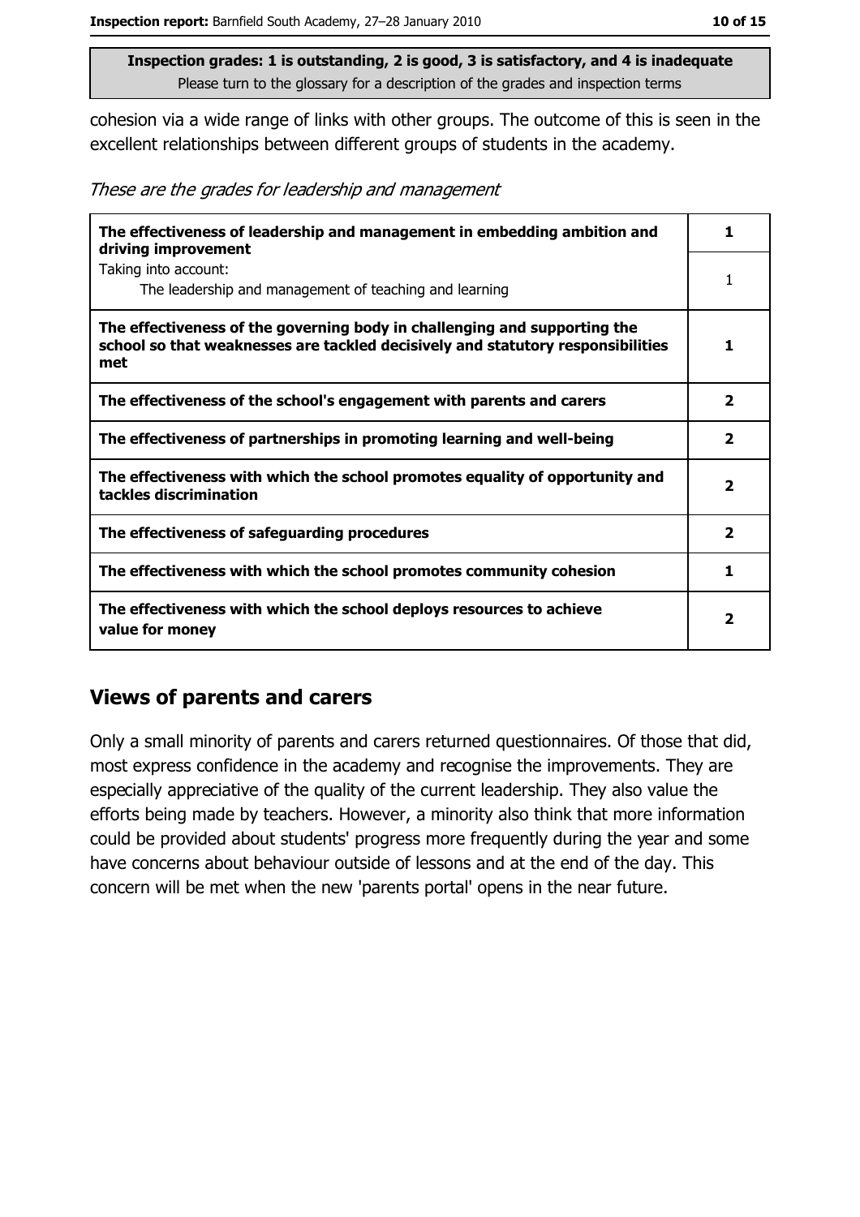**Inspection grades: 1 is outstanding, 2 is good, 3 is satisfactory, and 4 is inadequate**
Please turn to the glossary for a description of the grades and inspection terms

cohesion via a wide range of links with other groups. The outcome of this is seen in the excellent relationships between different groups of students in the academy.

*These are the grades for leadership and management*

| | |
|---|---|
| **The effectiveness of leadership and management in embedding ambition and driving improvement** | **1** |
| Taking into account: The leadership and management of teaching and learning | 1 |
| **The effectiveness of the governing body in challenging and supporting the school so that weaknesses are tackled decisively and statutory responsibilities met** | **1** |
| **The effectiveness of the school's engagement with parents and carers** | **2** |
| **The effectiveness of partnerships in promoting learning and well-being** | **2** |
| **The effectiveness with which the school promotes equality of opportunity and tackles discrimination** | **2** |
| **The effectiveness of safeguarding procedures** | **2** |
| **The effectiveness with which the school promotes community cohesion** | **1** |
| **The effectiveness with which the school deploys resources to achieve value for money** | **2** |

## Views of parents and carers

Only a small minority of parents and carers returned questionnaires. Of those that did, most express confidence in the academy and recognise the improvements. They are especially appreciative of the quality of the current leadership. They also value the efforts being made by teachers. However, a minority also think that more information could be provided about students' progress more frequently during the year and some have concerns about behaviour outside of lessons and at the end of the day. This concern will be met when the new 'parents portal' opens in the near future.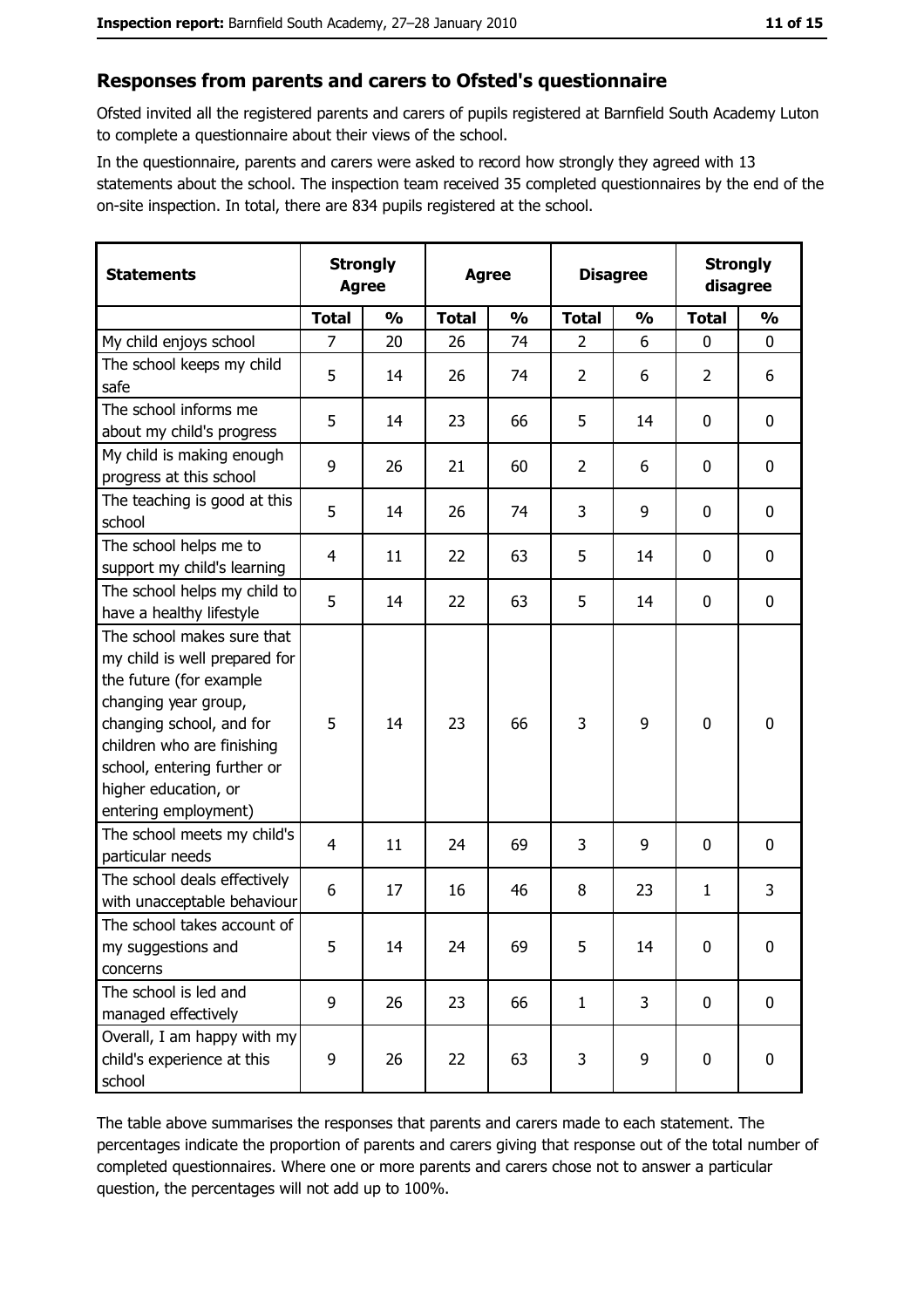## Responses from parents and carers to Ofsted's questionnaire

Ofsted invited all the registered parents and carers of pupils registered at Barnfield South Academy Luton to complete a questionnaire about their views of the school.

In the questionnaire, parents and carers were asked to record how strongly they agreed with 13 statements about the school. The inspection team received 35 completed questionnaires by the end of the on-site inspection. In total, there are 834 pupils registered at the school.

| Statements | Strongly Agree | | Agree | | Disagree | | Strongly disagree | |
|---|---|---|---|---|---|---|---|---|
| | Total | % | Total | % | Total | % | Total | % |
| My child enjoys school | 7 | 20 | 26 | 74 | 2 | 6 | 0 | 0 |
| The school keeps my child safe | 5 | 14 | 26 | 74 | 2 | 6 | 2 | 6 |
| The school informs me about my child's progress | 5 | 14 | 23 | 66 | 5 | 14 | 0 | 0 |
| My child is making enough progress at this school | 9 | 26 | 21 | 60 | 2 | 6 | 0 | 0 |
| The teaching is good at this school | 5 | 14 | 26 | 74 | 3 | 9 | 0 | 0 |
| The school helps me to support my child's learning | 4 | 11 | 22 | 63 | 5 | 14 | 0 | 0 |
| The school helps my child to have a healthy lifestyle | 5 | 14 | 22 | 63 | 5 | 14 | 0 | 0 |
| The school makes sure that my child is well prepared for the future (for example changing year group, changing school, and for children who are finishing school, entering further or higher education, or entering employment) | 5 | 14 | 23 | 66 | 3 | 9 | 0 | 0 |
| The school meets my child's particular needs | 4 | 11 | 24 | 69 | 3 | 9 | 0 | 0 |
| The school deals effectively with unacceptable behaviour | 6 | 17 | 16 | 46 | 8 | 23 | 1 | 3 |
| The school takes account of my suggestions and concerns | 5 | 14 | 24 | 69 | 5 | 14 | 0 | 0 |
| The school is led and managed effectively | 9 | 26 | 23 | 66 | 1 | 3 | 0 | 0 |
| Overall, I am happy with my child's experience at this school | 9 | 26 | 22 | 63 | 3 | 9 | 0 | 0 |

The table above summarises the responses that parents and carers made to each statement. The percentages indicate the proportion of parents and carers giving that response out of the total number of completed questionnaires. Where one or more parents and carers chose not to answer a particular question, the percentages will not add up to 100%.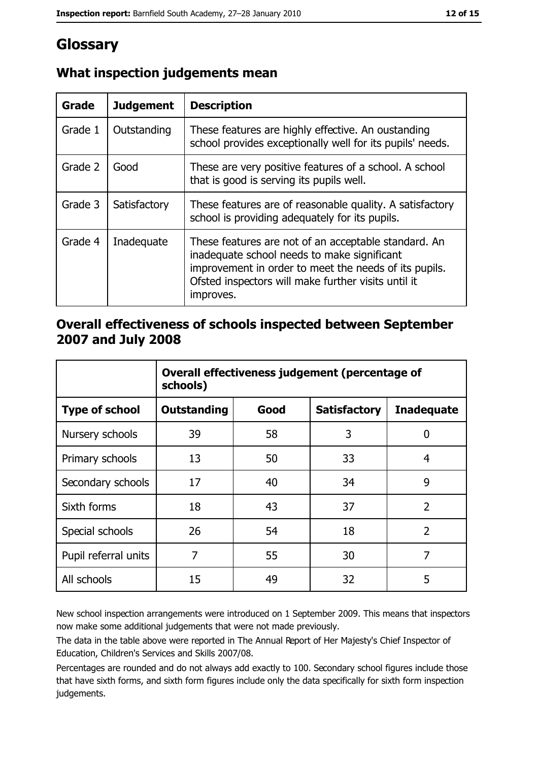# Glossary

## What inspection judgements mean

| Grade | Judgement | Description |
|---|---|---|
| Grade 1 | Outstanding | These features are highly effective. An oustanding school provides exceptionally well for its pupils' needs. |
| Grade 2 | Good | These are very positive features of a school. A school that is good is serving its pupils well. |
| Grade 3 | Satisfactory | These features are of reasonable quality. A satisfactory school is providing adequately for its pupils. |
| Grade 4 | Inadequate | These features are not of an acceptable standard. An inadequate school needs to make significant improvement in order to meet the needs of its pupils. Ofsted inspectors will make further visits until it improves. |

## Overall effectiveness of schools inspected between September 2007 and July 2008

| | Overall effectiveness judgement (percentage of schools) | | | |
|---|---|---|---|---|
| **Type of school** | **Outstanding** | **Good** | **Satisfactory** | **Inadequate** |
| Nursery schools | 39 | 58 | 3 | 0 |
| Primary schools | 13 | 50 | 33 | 4 |
| Secondary schools | 17 | 40 | 34 | 9 |
| Sixth forms | 18 | 43 | 37 | 2 |
| Special schools | 26 | 54 | 18 | 2 |
| Pupil referral units | 7 | 55 | 30 | 7 |
| All schools | 15 | 49 | 32 | 5 |

New school inspection arrangements were introduced on 1 September 2009. This means that inspectors now make some additional judgements that were not made previously.

The data in the table above were reported in The Annual Report of Her Majesty's Chief Inspector of Education, Children's Services and Skills 2007/08.

Percentages are rounded and do not always add exactly to 100. Secondary school figures include those that have sixth forms, and sixth form figures include only the data specifically for sixth form inspection judgements.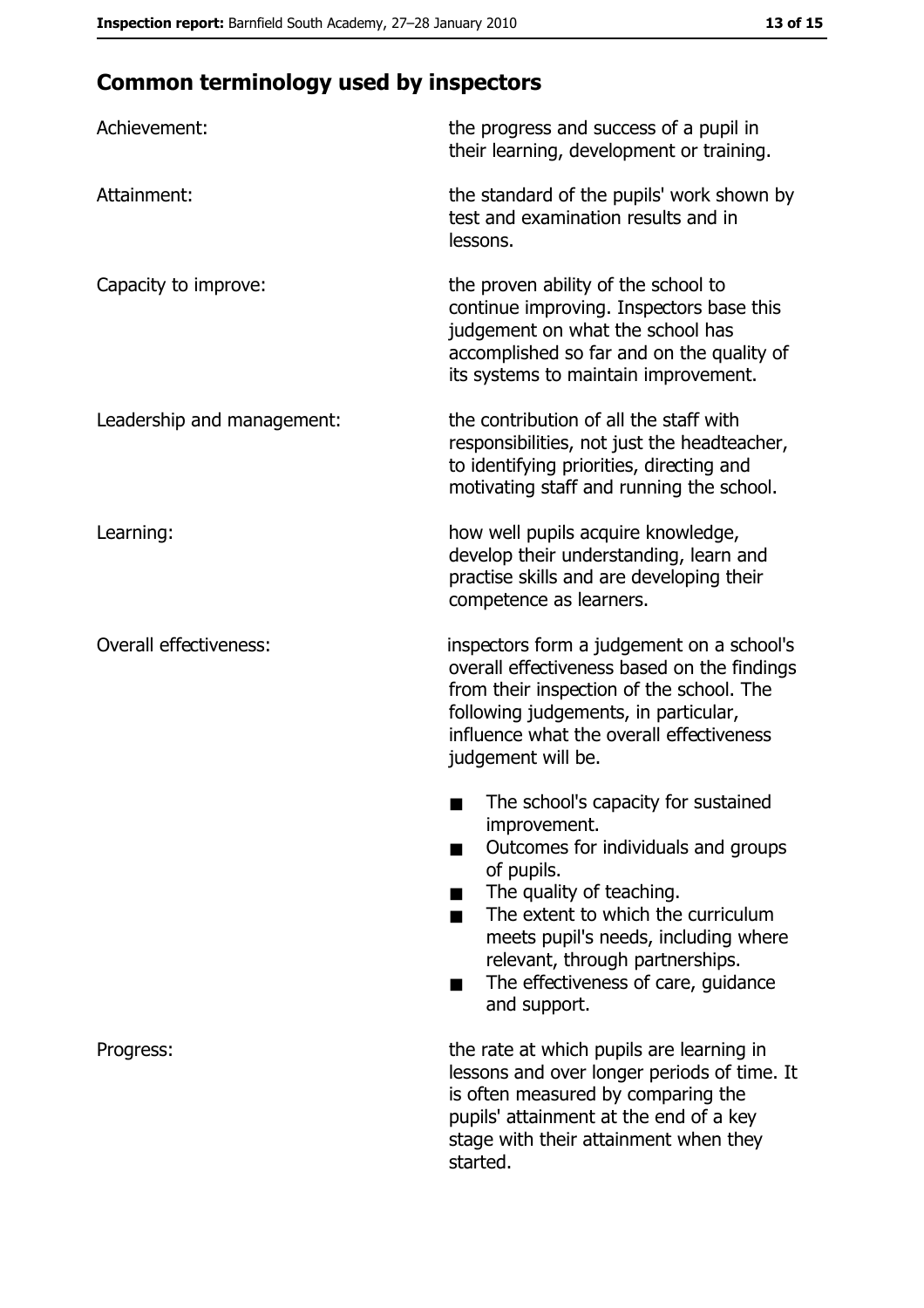## Common terminology used by inspectors

| | |
|---|---|
| Achievement: | the progress and success of a pupil in their learning, development or training. |
| Attainment: | the standard of the pupils' work shown by test and examination results and in lessons. |
| Capacity to improve: | the proven ability of the school to continue improving. Inspectors base this judgement on what the school has accomplished so far and on the quality of its systems to maintain improvement. |
| Leadership and management: | the contribution of all the staff with responsibilities, not just the headteacher, to identifying priorities, directing and motivating staff and running the school. |
| Learning: | how well pupils acquire knowledge, develop their understanding, learn and practise skills and are developing their competence as learners. |
| Overall effectiveness: | inspectors form a judgement on a school's overall effectiveness based on the findings from their inspection of the school. The following judgements, in particular, influence what the overall effectiveness judgement will be. ■ The school's capacity for sustained improvement. ■ Outcomes for individuals and groups of pupils. ■ The quality of teaching. ■ The extent to which the curriculum meets pupil's needs, including where relevant, through partnerships. ■ The effectiveness of care, guidance and support. |
| Progress: | the rate at which pupils are learning in lessons and over longer periods of time. It is often measured by comparing the pupils' attainment at the end of a key stage with their attainment when they started. |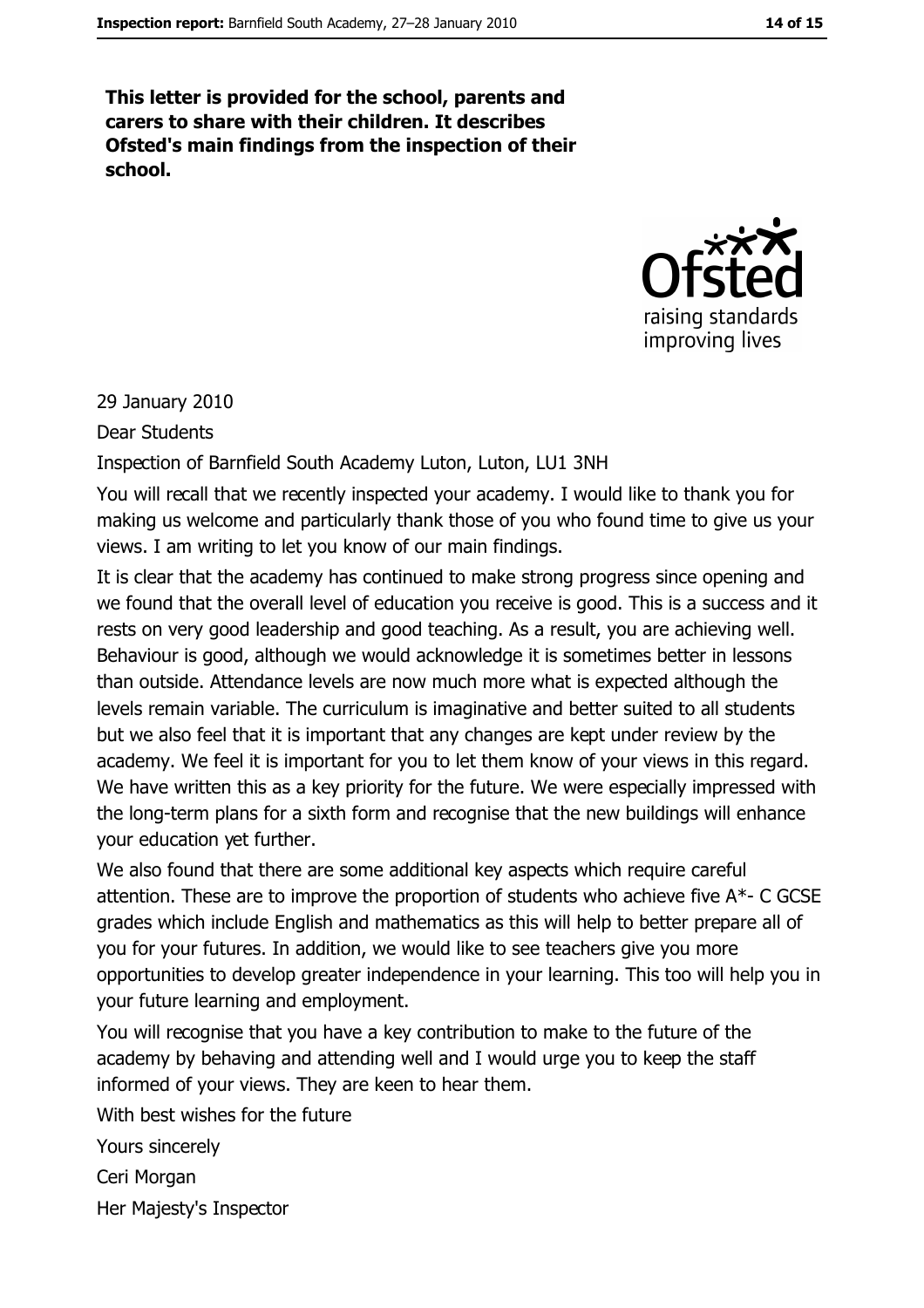**This letter is provided for the school, parents and carers to share with their children. It describes Ofsted's main findings from the inspection of their school.**

29 January 2010

Dear Students

Inspection of Barnfield South Academy Luton, Luton, LU1 3NH

You will recall that we recently inspected your academy. I would like to thank you for making us welcome and particularly thank those of you who found time to give us your views. I am writing to let you know of our main findings.

It is clear that the academy has continued to make strong progress since opening and we found that the overall level of education you receive is good. This is a success and it rests on very good leadership and good teaching. As a result, you are achieving well. Behaviour is good, although we would acknowledge it is sometimes better in lessons than outside. Attendance levels are now much more what is expected although the levels remain variable. The curriculum is imaginative and better suited to all students but we also feel that it is important that any changes are kept under review by the academy. We feel it is important for you to let them know of your views in this regard. We have written this as a key priority for the future. We were especially impressed with the long-term plans for a sixth form and recognise that the new buildings will enhance your education yet further.

We also found that there are some additional key aspects which require careful attention. These are to improve the proportion of students who achieve five A*- C GCSE grades which include English and mathematics as this will help to better prepare all of you for your futures. In addition, we would like to see teachers give you more opportunities to develop greater independence in your learning. This too will help you in your future learning and employment.

You will recognise that you have a key contribution to make to the future of the academy by behaving and attending well and I would urge you to keep the staff informed of your views. They are keen to hear them.

With best wishes for the future

Yours sincerely

Ceri Morgan

Her Majesty's Inspector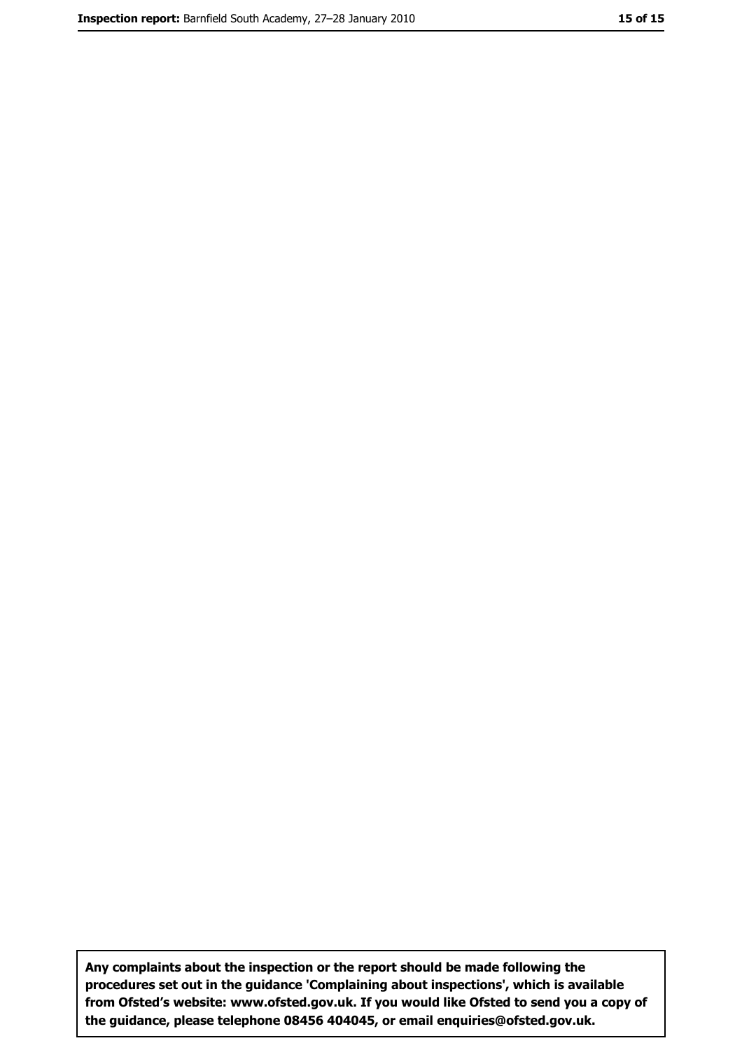**Any complaints about the inspection or the report should be made following the procedures set out in the guidance 'Complaining about inspections', which is available from Ofsted's website: www.ofsted.gov.uk. If you would like Ofsted to send you a copy of the guidance, please telephone 08456 404045, or email enquiries@ofsted.gov.uk.**